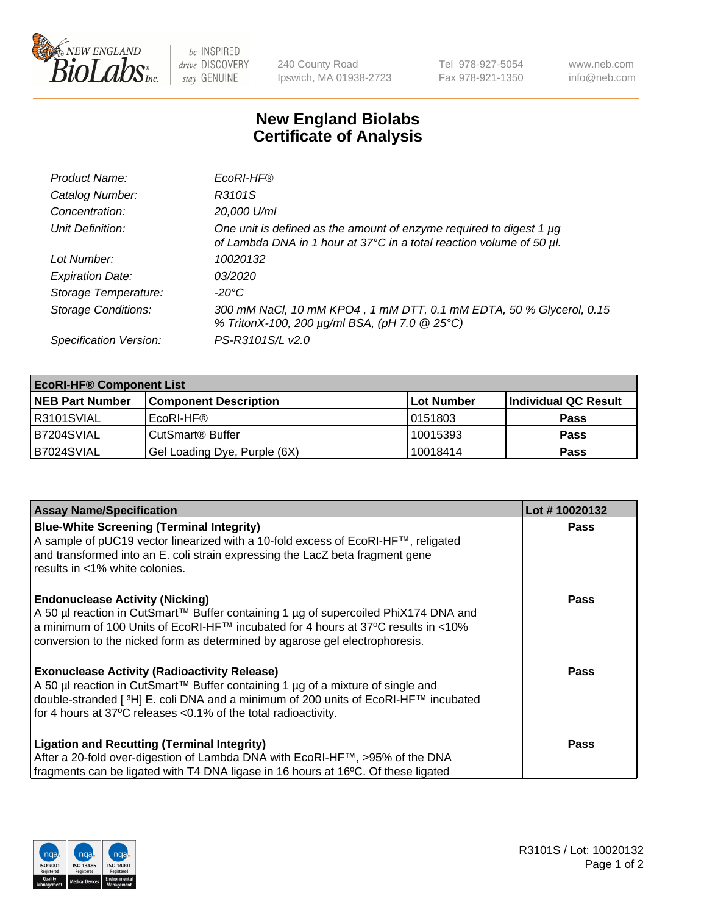# New England Biolabs
## Certificate of Analysis

| | |
|---|---|
| *Product Name:* | *EcoRI-HF®* |
| *Catalog Number:* | *R3101S* |
| *Concentration:* | *20,000 U/ml* |
| *Unit Definition:* | *One unit is defined as the amount of enzyme required to digest 1 µg of Lambda DNA in 1 hour at 37°C in a total reaction volume of 50 µl.* |
| *Lot Number:* | *10020132* |
| *Expiration Date:* | *03/2020* |
| *Storage Temperature:* | *-20°C* |
| *Storage Conditions:* | *300 mM NaCl, 10 mM KPO4 , 1 mM DTT, 0.1 mM EDTA, 50 % Glycerol, 0.15 % TritonX-100, 200 µg/ml BSA, (pH 7.0 @ 25°C)* |
| *Specification Version:* | *PS-R3101S/L v2.0* |

| **EcoRI-HF® Component List** | | | |
|---|---|---|---|
| **NEB Part Number** | **Component Description** | **Lot Number** | **Individual QC Result** |
| R3101SVIAL | EcoRI-HF® | 0151803 | **Pass** |
| B7204SVIAL | CutSmart® Buffer | 10015393 | **Pass** |
| B7024SVIAL | Gel Loading Dye, Purple (6X) | 10018414 | **Pass** |

| **Assay Name/Specification** | **Lot # 10020132** |
|---|---|
| **Blue-White Screening (Terminal Integrity)**<br>A sample of pUC19 vector linearized with a 10-fold excess of EcoRI-HF™, religated and transformed into an E. coli strain expressing the LacZ beta fragment gene results in <1% white colonies. | **Pass** |
| **Endonuclease Activity (Nicking)**<br>A 50 µl reaction in CutSmart™ Buffer containing 1 µg of supercoiled PhiX174 DNA and a minimum of 100 Units of EcoRI-HF™ incubated for 4 hours at 37ºC results in <10% conversion to the nicked form as determined by agarose gel electrophoresis. | **Pass** |
| **Exonuclease Activity (Radioactivity Release)**<br>A 50 µl reaction in CutSmart™ Buffer containing 1 µg of a mixture of single and double-stranded [ $^{3}$H] E. coli DNA and a minimum of 200 units of EcoRI-HF™ incubated for 4 hours at 37ºC releases <0.1% of the total radioactivity. | **Pass** |
| **Ligation and Recutting (Terminal Integrity)**<br>After a 20-fold over-digestion of Lambda DNA with EcoRI-HF™, >95% of the DNA fragments can be ligated with T4 DNA ligase in 16 hours at 16ºC. Of these ligated | **Pass** |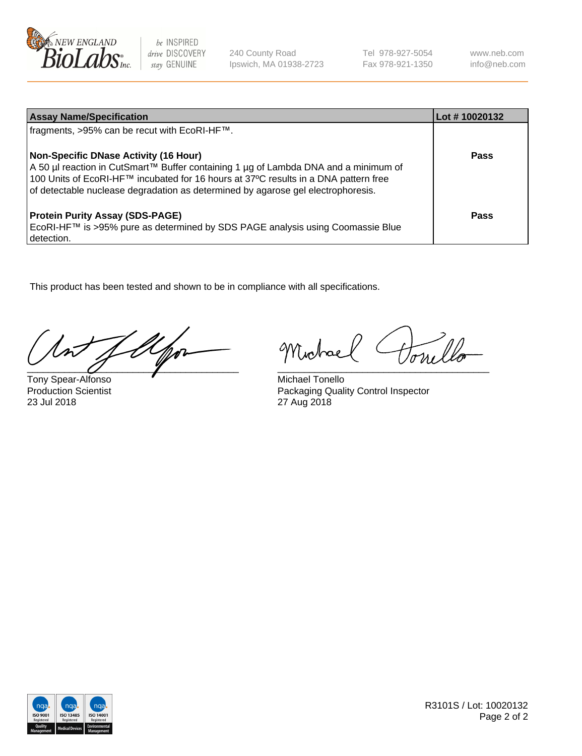| Assay Name/Specification | Lot # 10020132 |
|---|---|
| fragments, >95% can be recut with EcoRI-HF™. | |
| **Non-Specific DNase Activity (16 Hour)**<br>A 50 µl reaction in CutSmart™ Buffer containing 1 µg of Lambda DNA and a minimum of 100 Units of EcoRI-HF™ incubated for 16 hours at 37ºC results in a DNA pattern free of detectable nuclease degradation as determined by agarose gel electrophoresis. | **Pass** |
| **Protein Purity Assay (SDS-PAGE)**<br>EcoRI-HF™ is >95% pure as determined by SDS PAGE analysis using Coomassie Blue detection. | **Pass** |

This product has been tested and shown to be in compliance with all specifications.

Tony Spear-Alfonso
Production Scientist
23 Jul 2018

Michael Tonello
Packaging Quality Control Inspector
27 Aug 2018

R3101S / Lot: 10020132